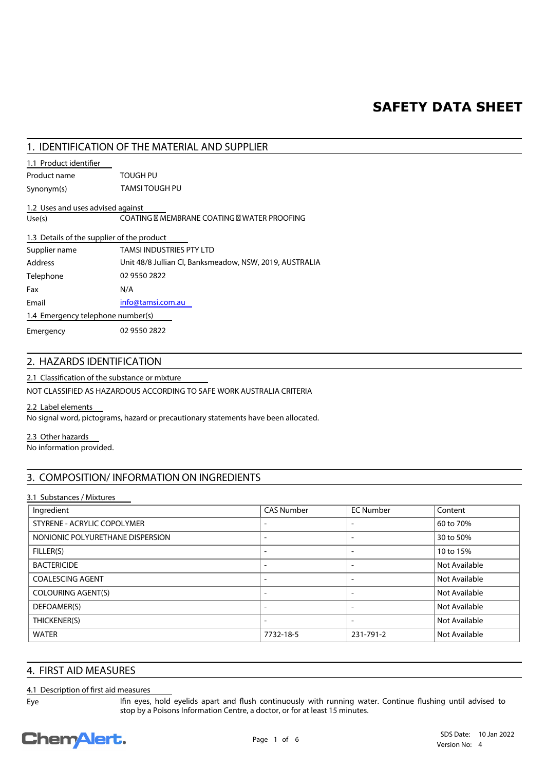# SAFETY DATA SHEET

## 1. IDENTIFICATION OF THE MATERIAL AND SUPPLIER

### 1.1 Product identifier

| | |
|---|---|
| Product name | TOUGH PU |
| Synonym(s) | TAMSI TOUGH PU |

### 1.2 Uses and uses advised against

| | |
|---|---|
| Use(s) | COATING ⁞ MEMBRANE COATING ⁞ WATER PROOFING |

### 1.3 Details of the supplier of the product

| | |
|---|---|
| Supplier name | TAMSI INDUSTRIES PTY LTD |
| Address | Unit 48/8 Jullian Cl, Banksmeadow, NSW, 2019, AUSTRALIA |
| Telephone | 02 9550 2822 |
| Fax | N/A |
| Email | info@tamsi.com.au |

### 1.4 Emergency telephone number(s)

| | |
|---|---|
| Emergency | 02 9550 2822 |

## 2. HAZARDS IDENTIFICATION

### 2.1 Classification of the substance or mixture

NOT CLASSIFIED AS HAZARDOUS ACCORDING TO SAFE WORK AUSTRALIA CRITERIA

### 2.2 Label elements

No signal word, pictograms, hazard or precautionary statements have been allocated.

### 2.3 Other hazards

No information provided.

## 3. COMPOSITION/ INFORMATION ON INGREDIENTS

### 3.1 Substances / Mixtures

| Ingredient | CAS Number | EC Number | Content |
|---|---|---|---|
| STYRENE - ACRYLIC COPOLYMER | - | - | 60 to 70% |
| NONIONIC POLYURETHANE DISPERSION | - | - | 30 to 50% |
| FILLER(S) | - | - | 10 to 15% |
| BACTERICIDE | - | - | Not Available |
| COALESCING AGENT | - | - | Not Available |
| COLOURING AGENT(S) | - | - | Not Available |
| DEFOAMER(S) | - | - | Not Available |
| THICKENER(S) | - | - | Not Available |
| WATER | 7732-18-5 | 231-791-2 | Not Available |

## 4. FIRST AID MEASURES

### 4.1 Description of first aid measures

| | |
|---|---|
| Eye | If in eyes, hold eyelids apart and flush continuously with running water. Continue flushing until advised to stop by a Poisons Information Centre, a doctor, or for at least 15 minutes. |

SDS Date: 10 Jan 2022
Version No: 4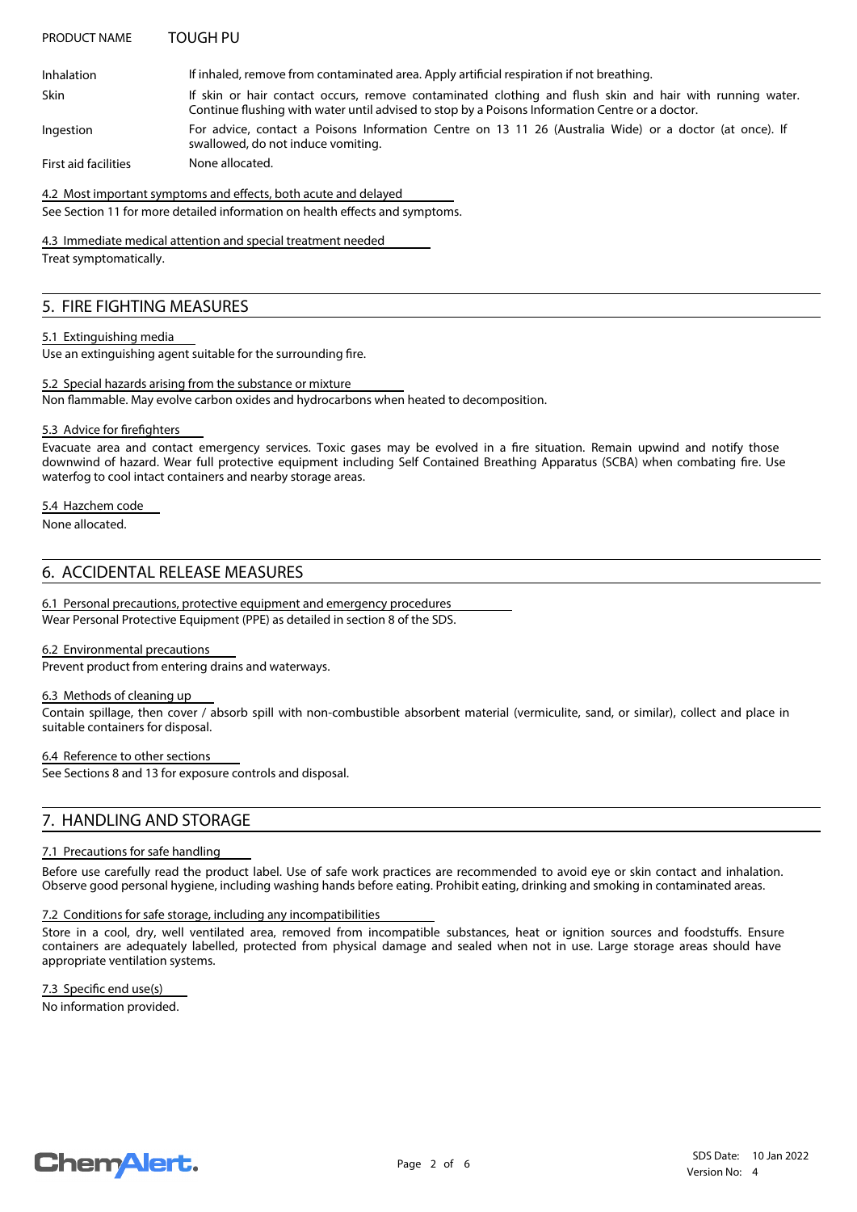| | |
|---|---|
| Inhalation | If inhaled, remove from contaminated area. Apply artificial respiration if not breathing. |
| Skin | If skin or hair contact occurs, remove contaminated clothing and flush skin and hair with running water. Continue flushing with water until advised to stop by a Poisons Information Centre or a doctor. |
| Ingestion | For advice, contact a Poisons Information Centre on 13 11 26 (Australia Wide) or a doctor (at once). If swallowed, do not induce vomiting. |
| First aid facilities | None allocated. |

### 4.2 Most important symptoms and effects, both acute and delayed

See Section 11 for more detailed information on health effects and symptoms.

### 4.3 Immediate medical attention and special treatment needed

Treat symptomatically.

## 5. FIRE FIGHTING MEASURES

### 5.1 Extinguishing media

Use an extinguishing agent suitable for the surrounding fire.

### 5.2 Special hazards arising from the substance or mixture

Non flammable. May evolve carbon oxides and hydrocarbons when heated to decomposition.

### 5.3 Advice for firefighters

Evacuate area and contact emergency services. Toxic gases may be evolved in a fire situation. Remain upwind and notify those downwind of hazard. Wear full protective equipment including Self Contained Breathing Apparatus (SCBA) when combating fire. Use waterfog to cool intact containers and nearby storage areas.

### 5.4 Hazchem code

None allocated.

## 6. ACCIDENTAL RELEASE MEASURES

### 6.1 Personal precautions, protective equipment and emergency procedures

Wear Personal Protective Equipment (PPE) as detailed in section 8 of the SDS.

### 6.2 Environmental precautions

Prevent product from entering drains and waterways.

### 6.3 Methods of cleaning up

Contain spillage, then cover / absorb spill with non-combustible absorbent material (vermiculite, sand, or similar), collect and place in suitable containers for disposal.

### 6.4 Reference to other sections

See Sections 8 and 13 for exposure controls and disposal.

## 7. HANDLING AND STORAGE

### 7.1 Precautions for safe handling

Before use carefully read the product label. Use of safe work practices are recommended to avoid eye or skin contact and inhalation. Observe good personal hygiene, including washing hands before eating. Prohibit eating, drinking and smoking in contaminated areas.

### 7.2 Conditions for safe storage, including any incompatibilities

Store in a cool, dry, well ventilated area, removed from incompatible substances, heat or ignition sources and foodstuffs. Ensure containers are adequately labelled, protected from physical damage and sealed when not in use. Large storage areas should have appropriate ventilation systems.

### 7.3 Specific end use(s)

No information provided.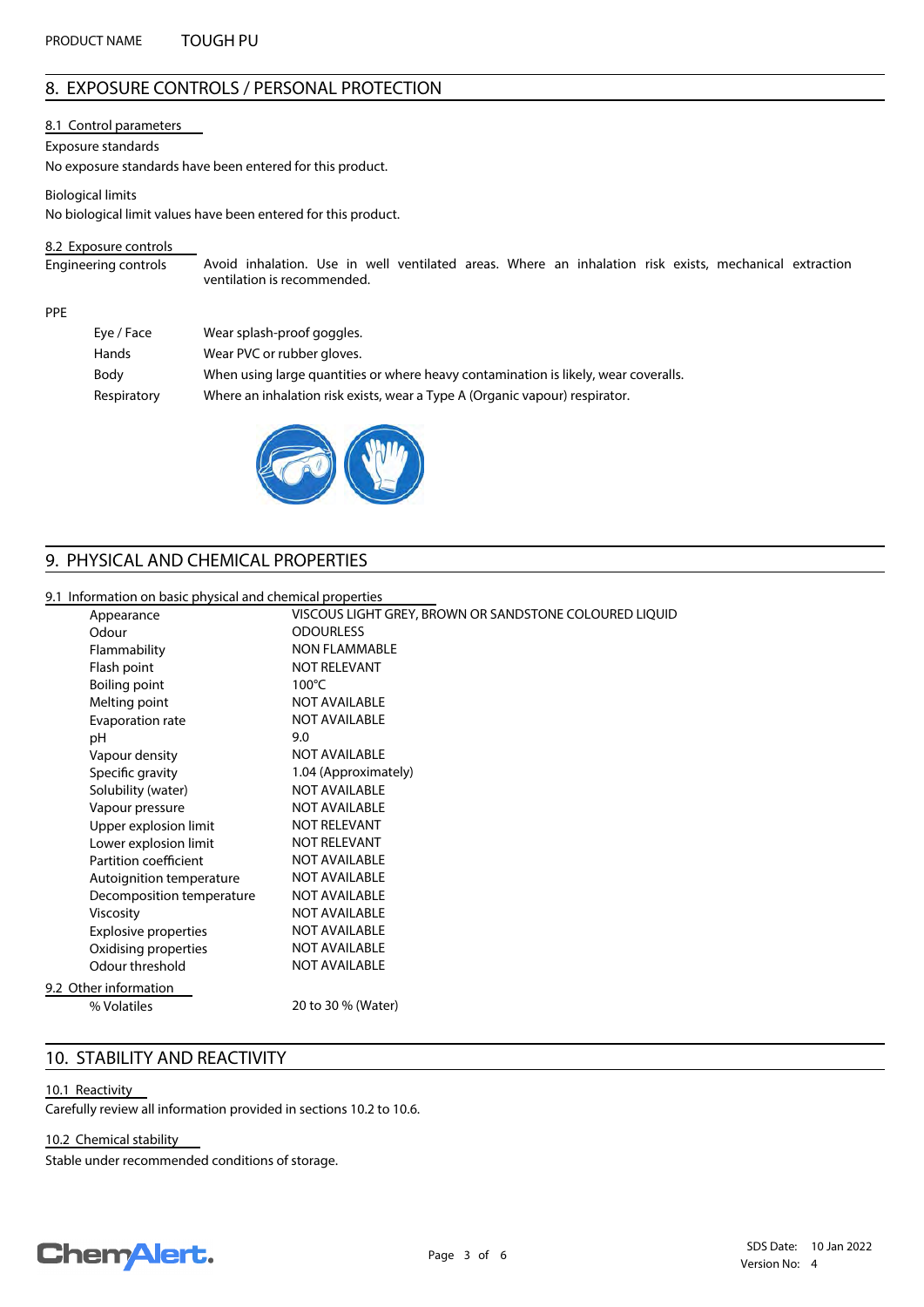## 8. EXPOSURE CONTROLS / PERSONAL PROTECTION

### 8.1 Control parameters

Exposure standards

No exposure standards have been entered for this product.

Biological limits

No biological limit values have been entered for this product.

### 8.2 Exposure controls

| | |
|---|---|
| Engineering controls | Avoid inhalation. Use in well ventilated areas. Where an inhalation risk exists, mechanical extraction ventilation is recommended. |

PPE

| | |
|---|---|
| Eye / Face | Wear splash-proof goggles. |
| Hands | Wear PVC or rubber gloves. |
| Body | When using large quantities or where heavy contamination is likely, wear coveralls. |
| Respiratory | Where an inhalation risk exists, wear a Type A (Organic vapour) respirator. |

## 9. PHYSICAL AND CHEMICAL PROPERTIES

### 9.1 Information on basic physical and chemical properties

| | |
|---|---|
| Appearance | VISCOUS LIGHT GREY, BROWN OR SANDSTONE COLOURED LIQUID |
| Odour | ODOURLESS |
| Flammability | NON FLAMMABLE |
| Flash point | NOT RELEVANT |
| Boiling point | 100°C |
| Melting point | NOT AVAILABLE |
| Evaporation rate | NOT AVAILABLE |
| pH | 9.0 |
| Vapour density | NOT AVAILABLE |
| Specific gravity | 1.04 (Approximately) |
| Solubility (water) | NOT AVAILABLE |
| Vapour pressure | NOT AVAILABLE |
| Upper explosion limit | NOT RELEVANT |
| Lower explosion limit | NOT RELEVANT |
| Partition coefficient | NOT AVAILABLE |
| Autoignition temperature | NOT AVAILABLE |
| Decomposition temperature | NOT AVAILABLE |
| Viscosity | NOT AVAILABLE |
| Explosive properties | NOT AVAILABLE |
| Oxidising properties | NOT AVAILABLE |
| Odour threshold | NOT AVAILABLE |

### 9.2 Other information

| | |
|---|---|
| % Volatiles | 20 to 30 % (Water) |

## 10. STABILITY AND REACTIVITY

### 10.1 Reactivity

Carefully review all information provided in sections 10.2 to 10.6.

### 10.2 Chemical stability

Stable under recommended conditions of storage.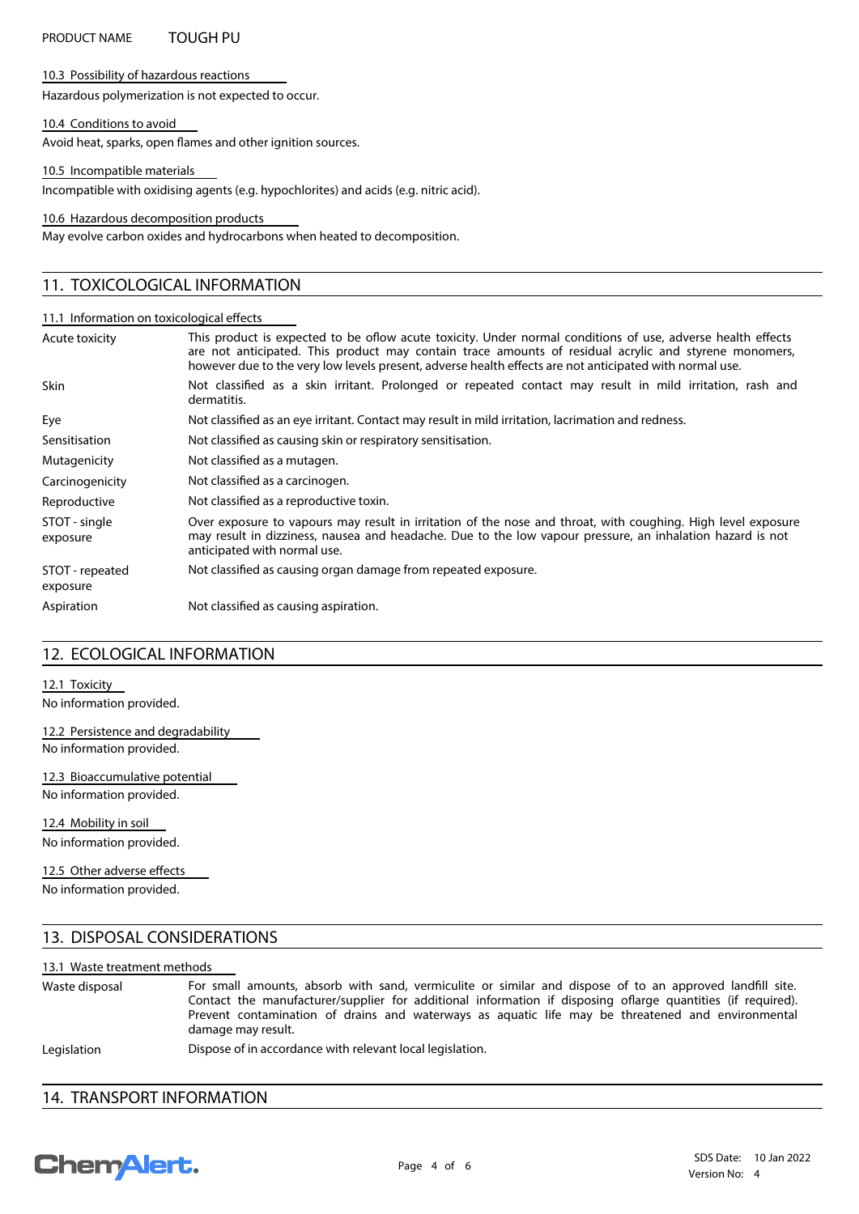10.3 Possibility of hazardous reactions

Hazardous polymerization is not expected to occur.

10.4 Conditions to avoid

Avoid heat, sparks, open flames and other ignition sources.

10.5 Incompatible materials

Incompatible with oxidising agents (e.g. hypochlorites) and acids (e.g. nitric acid).

10.6 Hazardous decomposition products

May evolve carbon oxides and hydrocarbons when heated to decomposition.

## 11. TOXICOLOGICAL INFORMATION

11.1 Information on toxicological effects

| | |
|---|---|
| Acute toxicity | This product is expected to be oflow acute toxicity. Under normal conditions of use, adverse health effects are not anticipated. This product may contain trace amounts of residual acrylic and styrene monomers, however due to the very low levels present, adverse health effects are not anticipated with normal use. |
| Skin | Not classified as a skin irritant. Prolonged or repeated contact may result in mild irritation, rash and dermatitis. |
| Eye | Not classified as an eye irritant. Contact may result in mild irritation, lacrimation and redness. |
| Sensitisation | Not classified as causing skin or respiratory sensitisation. |
| Mutagenicity | Not classified as a mutagen. |
| Carcinogenicity | Not classified as a carcinogen. |
| Reproductive | Not classified as a reproductive toxin. |
| STOT - single exposure | Over exposure to vapours may result in irritation of the nose and throat, with coughing. High level exposure may result in dizziness, nausea and headache. Due to the low vapour pressure, an inhalation hazard is not anticipated with normal use. |
| STOT - repeated exposure | Not classified as causing organ damage from repeated exposure. |
| Aspiration | Not classified as causing aspiration. |

## 12. ECOLOGICAL INFORMATION

12.1 Toxicity

No information provided.

12.2 Persistence and degradability

No information provided.

12.3 Bioaccumulative potential

No information provided.

12.4 Mobility in soil

No information provided.

12.5 Other adverse effects

No information provided.

## 13. DISPOSAL CONSIDERATIONS

13.1 Waste treatment methods

| | |
|---|---|
| Waste disposal | For small amounts, absorb with sand, vermiculite or similar and dispose of to an approved landfill site. Contact the manufacturer/supplier for additional information if disposing oflarge quantities (if required). Prevent contamination of drains and waterways as aquatic life may be threatened and environmental damage may result. |
| Legislation | Dispose of in accordance with relevant local legislation. |

## 14. TRANSPORT INFORMATION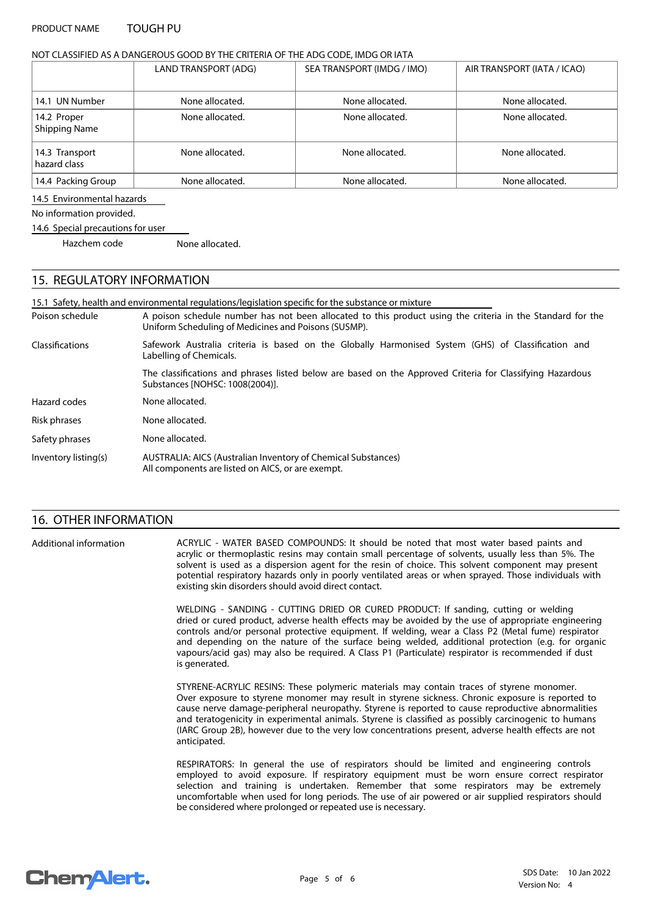NOT CLASSIFIED AS A DANGEROUS GOOD BY THE CRITERIA OF THE ADG CODE, IMDG OR IATA

| | LAND TRANSPORT (ADG) | SEA TRANSPORT (IMDG / IMO) | AIR TRANSPORT (IATA / ICAO) |
|---|---|---|---|
| 14.1 UN Number | None allocated. | None allocated. | None allocated. |
| 14.2 Proper Shipping Name | None allocated. | None allocated. | None allocated. |
| 14.3 Transport hazard class | None allocated. | None allocated. | None allocated. |
| 14.4 Packing Group | None allocated. | None allocated. | None allocated. |

14.5 Environmental hazards

No information provided.

14.6 Special precautions for user

Hazchem code None allocated.

## 15. REGULATORY INFORMATION

15.1 Safety, health and environmental regulations/legislation specific for the substance or mixture

**Poison schedule** A poison schedule number has not been allocated to this product using the criteria in the Standard for the Uniform Scheduling of Medicines and Poisons (SUSMP).

**Classifications** Safework Australia criteria is based on the Globally Harmonised System (GHS) of Classification and Labelling of Chemicals.

The classifications and phrases listed below are based on the Approved Criteria for Classifying Hazardous Substances [NOHSC: 1008(2004)].

**Hazard codes** None allocated.

**Risk phrases** None allocated.

**Safety phrases** None allocated.

**Inventory listing(s)** AUSTRALIA: AICS (Australian Inventory of Chemical Substances)
All components are listed on AICS, or are exempt.

## 16. OTHER INFORMATION

**Additional information**

ACRYLIC - WATER BASED COMPOUNDS: It should be noted that most water based paints and acrylic or thermoplastic resins may contain small percentage of solvents, usually less than 5%. The solvent is used as a dispersion agent for the resin of choice. This solvent component may present potential respiratory hazards only in poorly ventilated areas or when sprayed. Those individuals with existing skin disorders should avoid direct contact.

WELDING - SANDING - CUTTING DRIED OR CURED PRODUCT: If sanding, cutting or welding dried or cured product, adverse health effects may be avoided by the use of appropriate engineering controls and/or personal protective equipment. If welding, wear a Class P2 (Metal fume) respirator and depending on the nature of the surface being welded, additional protection (e.g. for organic vapours/acid gas) may also be required. A Class P1 (Particulate) respirator is recommended if dust is generated.

STYRENE-ACRYLIC RESINS: These polymeric materials may contain traces of styrene monomer. Over exposure to styrene monomer may result in styrene sickness. Chronic exposure is reported to cause nerve damage-peripheral neuropathy. Styrene is reported to cause reproductive abnormalities and teratogenicity in experimental animals. Styrene is classified as possibly carcinogenic to humans (IARC Group 2B), however due to the very low concentrations present, adverse health effects are not anticipated.

RESPIRATORS: In general the use of respirators should be limited and engineering controls employed to avoid exposure. If respiratory equipment must be worn ensure correct respirator selection and training is undertaken. Remember that some respirators may be extremely uncomfortable when used for long periods. The use of air powered or air supplied respirators should be considered where prolonged or repeated use is necessary.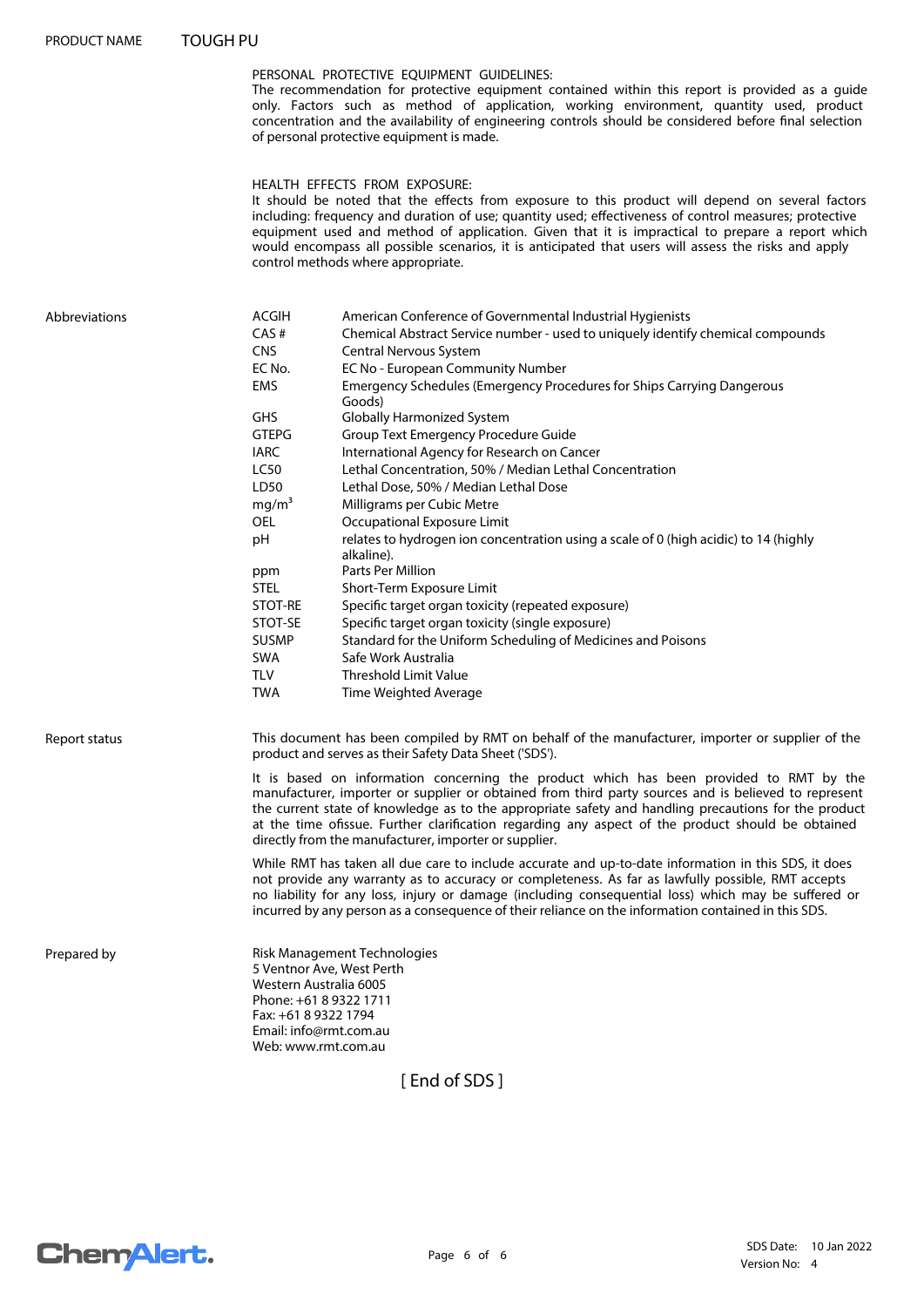PERSONAL PROTECTIVE EQUIPMENT GUIDELINES:
The recommendation for protective equipment contained within this report is provided as a guide only. Factors such as method of application, working environment, quantity used, product concentration and the availability of engineering controls should be considered before final selection of personal protective equipment is made.

HEALTH EFFECTS FROM EXPOSURE:
It should be noted that the effects from exposure to this product will depend on several factors including: frequency and duration of use; quantity used; effectiveness of control measures; protective equipment used and method of application. Given that it is impractical to prepare a report which would encompass all possible scenarios, it is anticipated that users will assess the risks and apply control methods where appropriate.

**Abbreviations**

| | |
|---|---|
| ACGIH | American Conference of Governmental Industrial Hygienists |
| CAS # | Chemical Abstract Service number - used to uniquely identify chemical compounds |
| CNS | Central Nervous System |
| EC No. | EC No - European Community Number |
| EMS | Emergency Schedules (Emergency Procedures for Ships Carrying Dangerous Goods) |
| GHS | Globally Harmonized System |
| GTEPG | Group Text Emergency Procedure Guide |
| IARC | International Agency for Research on Cancer |
| LC50 | Lethal Concentration, 50% / Median Lethal Concentration |
| LD50 | Lethal Dose, 50% / Median Lethal Dose |
| $mg/m^3$ | Milligrams per Cubic Metre |
| OEL | Occupational Exposure Limit |
| pH | relates to hydrogen ion concentration using a scale of 0 (high acidic) to 14 (highly alkaline). |
| ppm | Parts Per Million |
| STEL | Short-Term Exposure Limit |
| STOT-RE | Specific target organ toxicity (repeated exposure) |
| STOT-SE | Specific target organ toxicity (single exposure) |
| SUSMP | Standard for the Uniform Scheduling of Medicines and Poisons |
| SWA | Safe Work Australia |
| TLV | Threshold Limit Value |
| TWA | Time Weighted Average |

**Report status**

This document has been compiled by RMT on behalf of the manufacturer, importer or supplier of the product and serves as their Safety Data Sheet ('SDS').

It is based on information concerning the product which has been provided to RMT by the manufacturer, importer or supplier or obtained from third party sources and is believed to represent the current state of knowledge as to the appropriate safety and handling precautions for the product at the time ofissue. Further clarification regarding any aspect of the product should be obtained directly from the manufacturer, importer or supplier.

While RMT has taken all due care to include accurate and up-to-date information in this SDS, it does not provide any warranty as to accuracy or completeness. As far as lawfully possible, RMT accepts no liability for any loss, injury or damage (including consequential loss) which may be suffered or incurred by any person as a consequence of their reliance on the information contained in this SDS.

**Prepared by**

Risk Management Technologies
5 Ventnor Ave, West Perth
Western Australia 6005
Phone: +61 8 9322 1711
Fax: +61 8 9322 1794
Email: info@rmt.com.au
Web: www.rmt.com.au

[ End of SDS ]